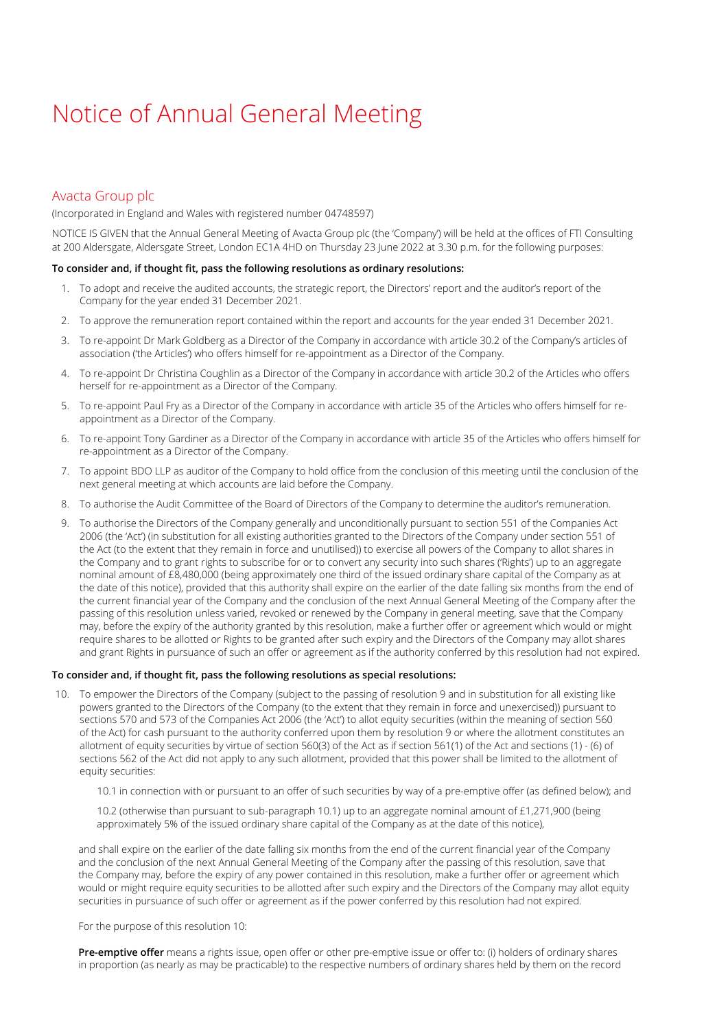# Notice of Annual General Meeting

## Avacta Group plc

(Incorporated in England and Wales with registered number 04748597)

NOTICE IS GIVEN that the Annual General Meeting of Avacta Group plc (the 'Company') will be held at the offices of FTI Consulting at 200 Aldersgate, Aldersgate Street, London EC1A 4HD on Thursday 23 June 2022 at 3.30 p.m. for the following purposes:

**To consider and, if thought fit, pass the following resolutions as ordinary resolutions:**

1. To adopt and receive the audited accounts, the strategic report, the Directors' report and the auditor's report of the Company for the year ended 31 December 2021.
2. To approve the remuneration report contained within the report and accounts for the year ended 31 December 2021.
3. To re-appoint Dr Mark Goldberg as a Director of the Company in accordance with article 30.2 of the Company's articles of association ('the Articles') who offers himself for re-appointment as a Director of the Company.
4. To re-appoint Dr Christina Coughlin as a Director of the Company in accordance with article 30.2 of the Articles who offers herself for re-appointment as a Director of the Company.
5. To re-appoint Paul Fry as a Director of the Company in accordance with article 35 of the Articles who offers himself for re-appointment as a Director of the Company.
6. To re-appoint Tony Gardiner as a Director of the Company in accordance with article 35 of the Articles who offers himself for re-appointment as a Director of the Company.
7. To appoint BDO LLP as auditor of the Company to hold office from the conclusion of this meeting until the conclusion of the next general meeting at which accounts are laid before the Company.
8. To authorise the Audit Committee of the Board of Directors of the Company to determine the auditor's remuneration.
9. To authorise the Directors of the Company generally and unconditionally pursuant to section 551 of the Companies Act 2006 (the 'Act') (in substitution for all existing authorities granted to the Directors of the Company under section 551 of the Act (to the extent that they remain in force and unutilised)) to exercise all powers of the Company to allot shares in the Company and to grant rights to subscribe for or to convert any security into such shares ('Rights') up to an aggregate nominal amount of £8,480,000 (being approximately one third of the issued ordinary share capital of the Company as at the date of this notice), provided that this authority shall expire on the earlier of the date falling six months from the end of the current financial year of the Company and the conclusion of the next Annual General Meeting of the Company after the passing of this resolution unless varied, revoked or renewed by the Company in general meeting, save that the Company may, before the expiry of the authority granted by this resolution, make a further offer or agreement which would or might require shares to be allotted or Rights to be granted after such expiry and the Directors of the Company may allot shares and grant Rights in pursuance of such an offer or agreement as if the authority conferred by this resolution had not expired.

**To consider and, if thought fit, pass the following resolutions as special resolutions:**

10. To empower the Directors of the Company (subject to the passing of resolution 9 and in substitution for all existing like powers granted to the Directors of the Company (to the extent that they remain in force and unexercised)) pursuant to sections 570 and 573 of the Companies Act 2006 (the 'Act') to allot equity securities (within the meaning of section 560 of the Act) for cash pursuant to the authority conferred upon them by resolution 9 or where the allotment constitutes an allotment of equity securities by virtue of section 560(3) of the Act as if section 561(1) of the Act and sections (1) - (6) of sections 562 of the Act did not apply to any such allotment, provided that this power shall be limited to the allotment of equity securities:

    10.1 in connection with or pursuant to an offer of such securities by way of a pre-emptive offer (as defined below); and

    10.2 (otherwise than pursuant to sub-paragraph 10.1) up to an aggregate nominal amount of £1,271,900 (being approximately 5% of the issued ordinary share capital of the Company as at the date of this notice),

    and shall expire on the earlier of the date falling six months from the end of the current financial year of the Company and the conclusion of the next Annual General Meeting of the Company after the passing of this resolution, save that the Company may, before the expiry of any power contained in this resolution, make a further offer or agreement which would or might require equity securities to be allotted after such expiry and the Directors of the Company may allot equity securities in pursuance of such offer or agreement as if the power conferred by this resolution had not expired.

    For the purpose of this resolution 10:

    **Pre-emptive offer** means a rights issue, open offer or other pre-emptive issue or offer to: (i) holders of ordinary shares in proportion (as nearly as may be practicable) to the respective numbers of ordinary shares held by them on the record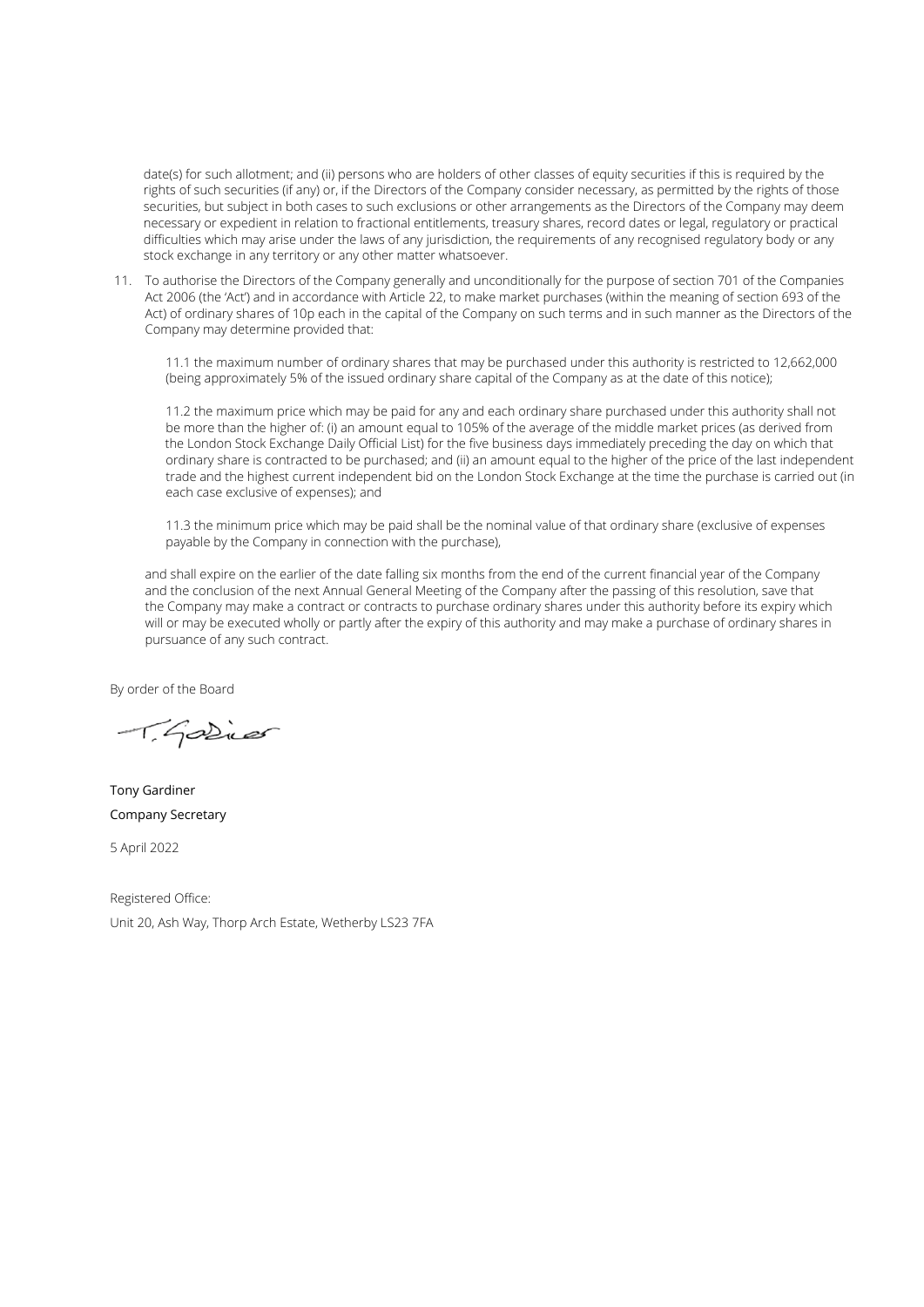date(s) for such allotment; and (ii) persons who are holders of other classes of equity securities if this is required by the rights of such securities (if any) or, if the Directors of the Company consider necessary, as permitted by the rights of those securities, but subject in both cases to such exclusions or other arrangements as the Directors of the Company may deem necessary or expedient in relation to fractional entitlements, treasury shares, record dates or legal, regulatory or practical difficulties which may arise under the laws of any jurisdiction, the requirements of any recognised regulatory body or any stock exchange in any territory or any other matter whatsoever.

11. To authorise the Directors of the Company generally and unconditionally for the purpose of section 701 of the Companies Act 2006 (the 'Act') and in accordance with Article 22, to make market purchases (within the meaning of section 693 of the Act) of ordinary shares of 10p each in the capital of the Company on such terms and in such manner as the Directors of the Company may determine provided that:

    11.1 the maximum number of ordinary shares that may be purchased under this authority is restricted to 12,662,000 (being approximately 5% of the issued ordinary share capital of the Company as at the date of this notice);

    11.2 the maximum price which may be paid for any and each ordinary share purchased under this authority shall not be more than the higher of: (i) an amount equal to 105% of the average of the middle market prices (as derived from the London Stock Exchange Daily Official List) for the five business days immediately preceding the day on which that ordinary share is contracted to be purchased; and (ii) an amount equal to the higher of the price of the last independent trade and the highest current independent bid on the London Stock Exchange at the time the purchase is carried out (in each case exclusive of expenses); and

    11.3 the minimum price which may be paid shall be the nominal value of that ordinary share (exclusive of expenses payable by the Company in connection with the purchase),

    and shall expire on the earlier of the date falling six months from the end of the current financial year of the Company and the conclusion of the next Annual General Meeting of the Company after the passing of this resolution, save that the Company may make a contract or contracts to purchase ordinary shares under this authority before its expiry which will or may be executed wholly or partly after the expiry of this authority and may make a purchase of ordinary shares in pursuance of any such contract.

By order of the Board

Tony Gardiner
Company Secretary

5 April 2022

Registered Office:
Unit 20, Ash Way, Thorp Arch Estate, Wetherby LS23 7FA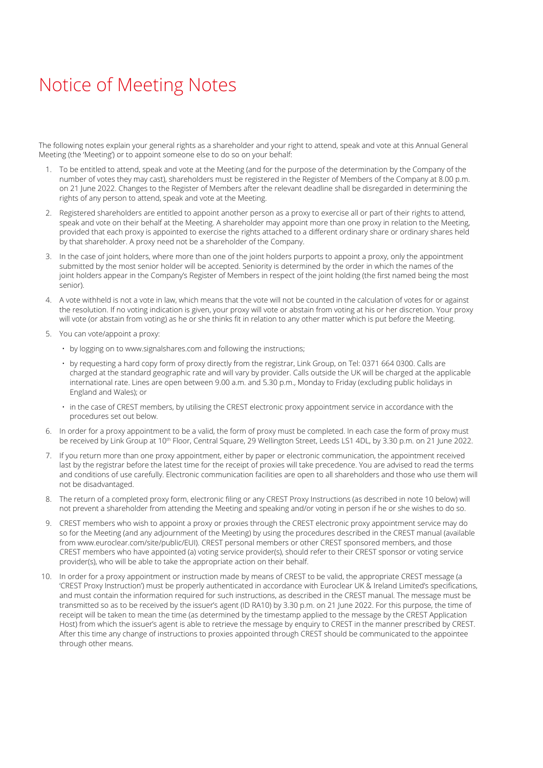# Notice of Meeting Notes

The following notes explain your general rights as a shareholder and your right to attend, speak and vote at this Annual General Meeting (the 'Meeting') or to appoint someone else to do so on your behalf:

1. To be entitled to attend, speak and vote at the Meeting (and for the purpose of the determination by the Company of the number of votes they may cast), shareholders must be registered in the Register of Members of the Company at 8.00 p.m. on 21 June 2022. Changes to the Register of Members after the relevant deadline shall be disregarded in determining the rights of any person to attend, speak and vote at the Meeting.

2. Registered shareholders are entitled to appoint another person as a proxy to exercise all or part of their rights to attend, speak and vote on their behalf at the Meeting. A shareholder may appoint more than one proxy in relation to the Meeting, provided that each proxy is appointed to exercise the rights attached to a different ordinary share or ordinary shares held by that shareholder. A proxy need not be a shareholder of the Company.

3. In the case of joint holders, where more than one of the joint holders purports to appoint a proxy, only the appointment submitted by the most senior holder will be accepted. Seniority is determined by the order in which the names of the joint holders appear in the Company's Register of Members in respect of the joint holding (the first named being the most senior).

4. A vote withheld is not a vote in law, which means that the vote will not be counted in the calculation of votes for or against the resolution. If no voting indication is given, your proxy will vote or abstain from voting at his or her discretion. Your proxy will vote (or abstain from voting) as he or she thinks fit in relation to any other matter which is put before the Meeting.

5. You can vote/appoint a proxy:

   - by logging on to www.signalshares.com and following the instructions;
   - by requesting a hard copy form of proxy directly from the registrar, Link Group, on Tel: 0371 664 0300. Calls are charged at the standard geographic rate and will vary by provider. Calls outside the UK will be charged at the applicable international rate. Lines are open between 9.00 a.m. and 5.30 p.m., Monday to Friday (excluding public holidays in England and Wales); or
   - in the case of CREST members, by utilising the CREST electronic proxy appointment service in accordance with the procedures set out below.

6. In order for a proxy appointment to be a valid, the form of proxy must be completed. In each case the form of proxy must be received by Link Group at 10th Floor, Central Square, 29 Wellington Street, Leeds LS1 4DL, by 3.30 p.m. on 21 June 2022.

7. If you return more than one proxy appointment, either by paper or electronic communication, the appointment received last by the registrar before the latest time for the receipt of proxies will take precedence. You are advised to read the terms and conditions of use carefully. Electronic communication facilities are open to all shareholders and those who use them will not be disadvantaged.

8. The return of a completed proxy form, electronic filing or any CREST Proxy Instructions (as described in note 10 below) will not prevent a shareholder from attending the Meeting and speaking and/or voting in person if he or she wishes to do so.

9. CREST members who wish to appoint a proxy or proxies through the CREST electronic proxy appointment service may do so for the Meeting (and any adjournment of the Meeting) by using the procedures described in the CREST manual (available from www.euroclear.com/site/public/EUI). CREST personal members or other CREST sponsored members, and those CREST members who have appointed (a) voting service provider(s), should refer to their CREST sponsor or voting service provider(s), who will be able to take the appropriate action on their behalf.

10. In order for a proxy appointment or instruction made by means of CREST to be valid, the appropriate CREST message (a 'CREST Proxy Instruction') must be properly authenticated in accordance with Euroclear UK & Ireland Limited's specifications, and must contain the information required for such instructions, as described in the CREST manual. The message must be transmitted so as to be received by the issuer's agent (ID RA10) by 3.30 p.m. on 21 June 2022. For this purpose, the time of receipt will be taken to mean the time (as determined by the timestamp applied to the message by the CREST Application Host) from which the issuer's agent is able to retrieve the message by enquiry to CREST in the manner prescribed by CREST. After this time any change of instructions to proxies appointed through CREST should be communicated to the appointee through other means.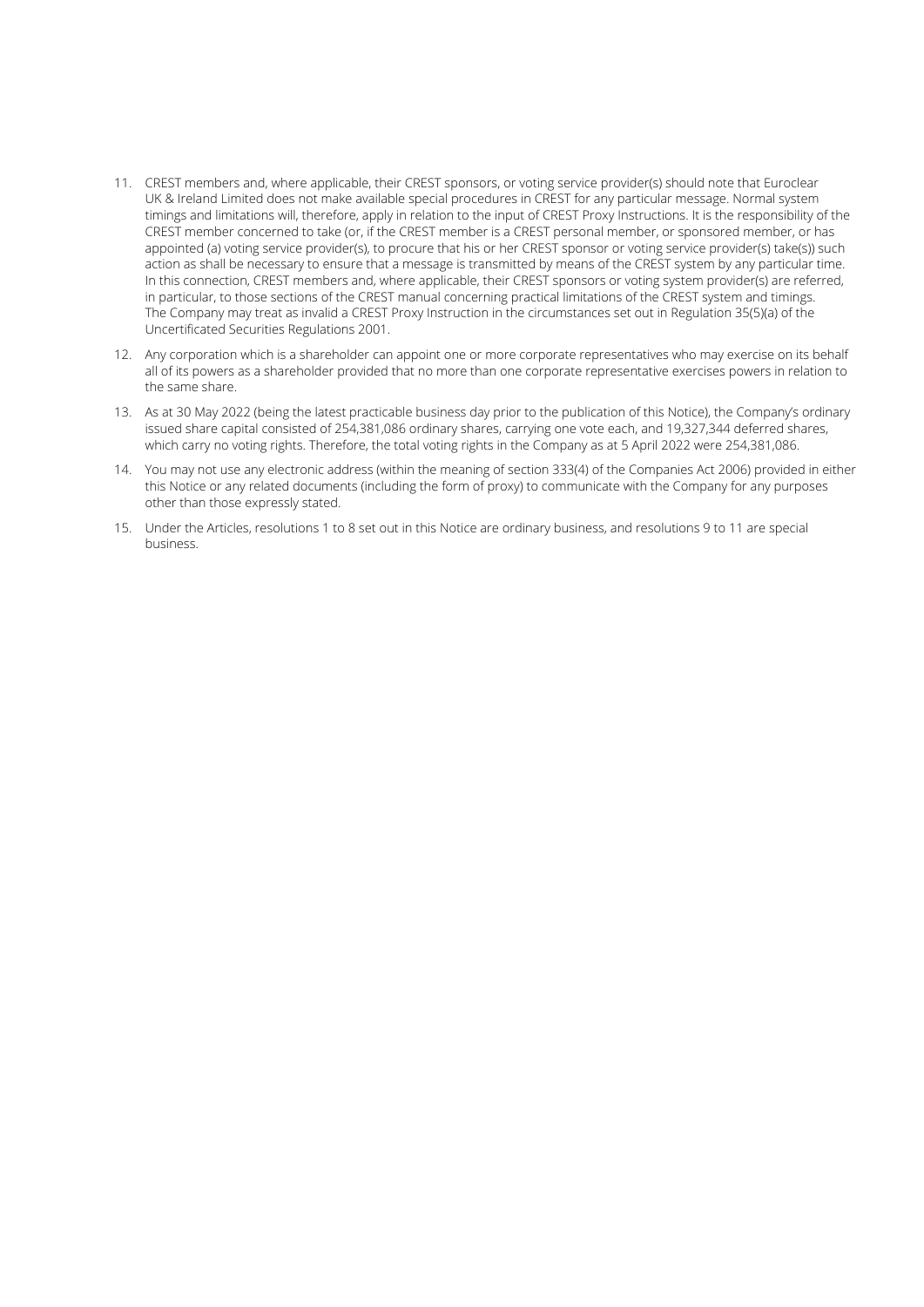11. CREST members and, where applicable, their CREST sponsors, or voting service provider(s) should note that Euroclear UK & Ireland Limited does not make available special procedures in CREST for any particular message. Normal system timings and limitations will, therefore, apply in relation to the input of CREST Proxy Instructions. It is the responsibility of the CREST member concerned to take (or, if the CREST member is a CREST personal member, or sponsored member, or has appointed (a) voting service provider(s), to procure that his or her CREST sponsor or voting service provider(s) take(s)) such action as shall be necessary to ensure that a message is transmitted by means of the CREST system by any particular time. In this connection, CREST members and, where applicable, their CREST sponsors or voting system provider(s) are referred, in particular, to those sections of the CREST manual concerning practical limitations of the CREST system and timings. The Company may treat as invalid a CREST Proxy Instruction in the circumstances set out in Regulation 35(5)(a) of the Uncertificated Securities Regulations 2001.

12. Any corporation which is a shareholder can appoint one or more corporate representatives who may exercise on its behalf all of its powers as a shareholder provided that no more than one corporate representative exercises powers in relation to the same share.

13. As at 30 May 2022 (being the latest practicable business day prior to the publication of this Notice), the Company's ordinary issued share capital consisted of 254,381,086 ordinary shares, carrying one vote each, and 19,327,344 deferred shares, which carry no voting rights. Therefore, the total voting rights in the Company as at 5 April 2022 were 254,381,086.

14. You may not use any electronic address (within the meaning of section 333(4) of the Companies Act 2006) provided in either this Notice or any related documents (including the form of proxy) to communicate with the Company for any purposes other than those expressly stated.

15. Under the Articles, resolutions 1 to 8 set out in this Notice are ordinary business, and resolutions 9 to 11 are special business.